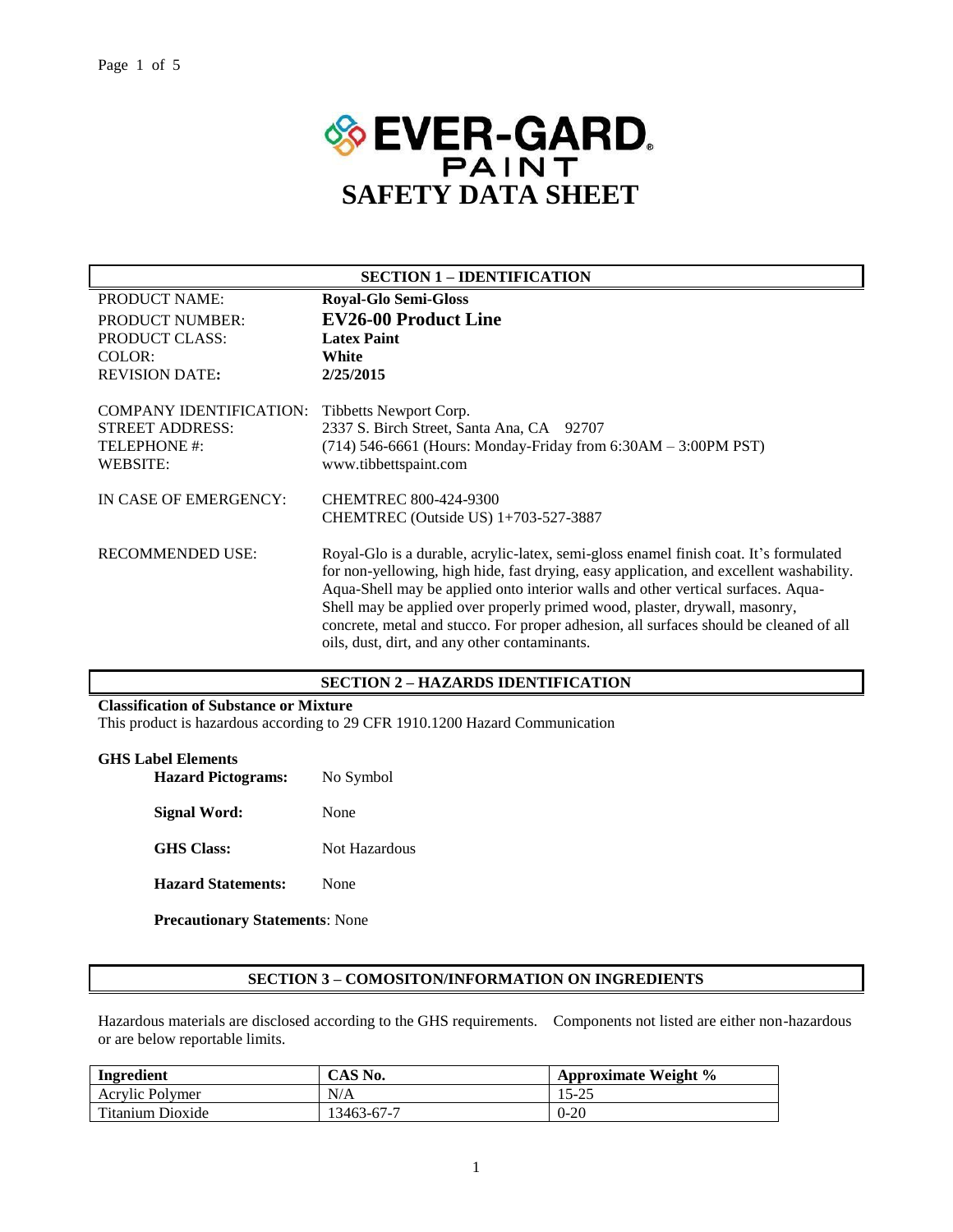# EVER-GARD PAINT

# SAFETY DATA SHEET

## SECTION 1 – IDENTIFICATION

| | |
|---|---|
| PRODUCT NAME: | **Royal-Glo Semi-Gloss** |
| PRODUCT NUMBER: | **EV26-00 Product Line** |
| PRODUCT CLASS: | **Latex Paint** |
| COLOR: | **White** |
| REVISION DATE: | **2/25/2015** |

| | |
|---|---|
| COMPANY IDENTIFICATION: | Tibbetts Newport Corp. |
| STREET ADDRESS: | 2337 S. Birch Street, Santa Ana, CA 92707 |
| TELEPHONE #: | (714) 546-6661 (Hours: Monday-Friday from 6:30AM – 3:00PM PST) |
| WEBSITE: | www.tibbettspaint.com |

IN CASE OF EMERGENCY: CHEMTREC 800-424-9300
CHEMTREC (Outside US) 1+703-527-3887

RECOMMENDED USE: Royal-Glo is a durable, acrylic-latex, semi-gloss enamel finish coat. It's formulated for non-yellowing, high hide, fast drying, easy application, and excellent washability. Aqua-Shell may be applied onto interior walls and other vertical surfaces. Aqua-Shell may be applied over properly primed wood, plaster, drywall, masonry, concrete, metal and stucco. For proper adhesion, all surfaces should be cleaned of all oils, dust, dirt, and any other contaminants.

## SECTION 2 – HAZARDS IDENTIFICATION

**Classification of Substance or Mixture**
This product is hazardous according to 29 CFR 1910.1200 Hazard Communication

**GHS Label Elements**

**Hazard Pictograms:** No Symbol

**Signal Word:** None

**GHS Class:** Not Hazardous

**Hazard Statements:** None

**Precautionary Statements**: None

## SECTION 3 – COMOSITON/INFORMATION ON INGREDIENTS

Hazardous materials are disclosed according to the GHS requirements. Components not listed are either non-hazardous or are below reportable limits.

| Ingredient | CAS No. | Approximate Weight % |
|---|---|---|
| Acrylic Polymer | N/A | 15-25 |
| Titanium Dioxide | 13463-67-7 | 0-20 |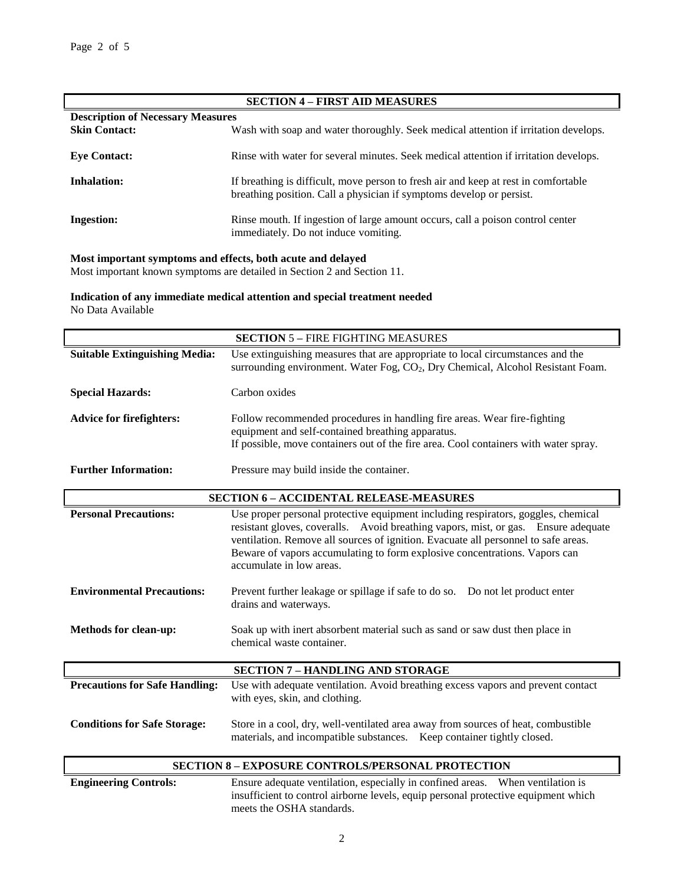## SECTION 4 – FIRST AID MEASURES

**Description of Necessary Measures**

| | |
|---|---|
| **Skin Contact:** | Wash with soap and water thoroughly. Seek medical attention if irritation develops. |
| **Eye Contact:** | Rinse with water for several minutes. Seek medical attention if irritation develops. |
| **Inhalation:** | If breathing is difficult, move person to fresh air and keep at rest in comfortable breathing position. Call a physician if symptoms develop or persist. |
| **Ingestion:** | Rinse mouth. If ingestion of large amount occurs, call a poison control center immediately. Do not induce vomiting. |

**Most important symptoms and effects, both acute and delayed**

Most important known symptoms are detailed in Section 2 and Section 11.

**Indication of any immediate medical attention and special treatment needed**

No Data Available

## SECTION 5 – FIRE FIGHTING MEASURES

| | |
|---|---|
| **Suitable Extinguishing Media:** | Use extinguishing measures that are appropriate to local circumstances and the surrounding environment. Water Fog, $CO_2$, Dry Chemical, Alcohol Resistant Foam. |
| **Special Hazards:** | Carbon oxides |
| **Advice for firefighters:** | Follow recommended procedures in handling fire areas. Wear fire-fighting equipment and self-contained breathing apparatus. If possible, move containers out of the fire area. Cool containers with water spray. |
| **Further Information:** | Pressure may build inside the container. |

## SECTION 6 – ACCIDENTAL RELEASE-MEASURES

| | |
|---|---|
| **Personal Precautions:** | Use proper personal protective equipment including respirators, goggles, chemical resistant gloves, coveralls. Avoid breathing vapors, mist, or gas. Ensure adequate ventilation. Remove all sources of ignition. Evacuate all personnel to safe areas. Beware of vapors accumulating to form explosive concentrations. Vapors can accumulate in low areas. |
| **Environmental Precautions:** | Prevent further leakage or spillage if safe to do so. Do not let product enter drains and waterways. |
| **Methods for clean-up:** | Soak up with inert absorbent material such as sand or saw dust then place in chemical waste container. |

## SECTION 7 – HANDLING AND STORAGE

| | |
|---|---|
| **Precautions for Safe Handling:** | Use with adequate ventilation. Avoid breathing excess vapors and prevent contact with eyes, skin, and clothing. |
| **Conditions for Safe Storage:** | Store in a cool, dry, well-ventilated area away from sources of heat, combustible materials, and incompatible substances. Keep container tightly closed. |

## SECTION 8 – EXPOSURE CONTROLS/PERSONAL PROTECTION

| | |
|---|---|
| **Engineering Controls:** | Ensure adequate ventilation, especially in confined areas. When ventilation is insufficient to control airborne levels, equip personal protective equipment which meets the OSHA standards. |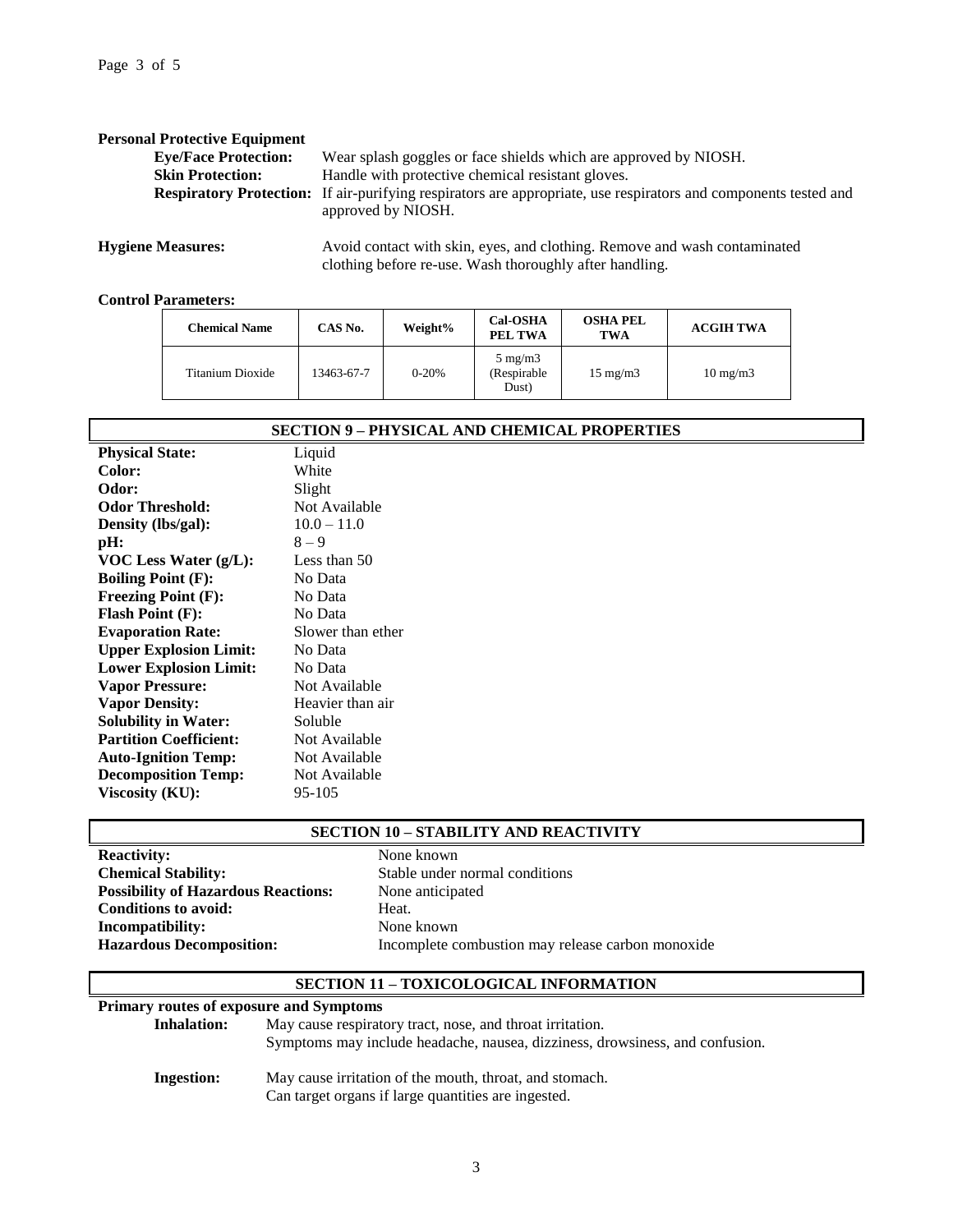**Personal Protective Equipment**

**Eye/Face Protection:** Wear splash goggles or face shields which are approved by NIOSH.

**Skin Protection:** Handle with protective chemical resistant gloves.

**Respiratory Protection:** If air-purifying respirators are appropriate, use respirators and components tested and approved by NIOSH.

**Hygiene Measures:** Avoid contact with skin, eyes, and clothing. Remove and wash contaminated clothing before re-use. Wash thoroughly after handling.

**Control Parameters:**

| Chemical Name | CAS No. | Weight% | Cal-OSHA PEL TWA | OSHA PEL TWA | ACGIH TWA |
|---|---|---|---|---|---|
| Titanium Dioxide | 13463-67-7 | 0-20% | 5 mg/m3 (Respirable Dust) | 15 mg/m3 | 10 mg/m3 |

## SECTION 9 – PHYSICAL AND CHEMICAL PROPERTIES

**Physical State:** Liquid
**Color:** White
**Odor:** Slight
**Odor Threshold:** Not Available
**Density (lbs/gal):** 10.0 – 11.0
**pH:** 8 – 9
**VOC Less Water (g/L):** Less than 50
**Boiling Point (F):** No Data
**Freezing Point (F):** No Data
**Flash Point (F):** No Data
**Evaporation Rate:** Slower than ether
**Upper Explosion Limit:** No Data
**Lower Explosion Limit:** No Data
**Vapor Pressure:** Not Available
**Vapor Density:** Heavier than air
**Solubility in Water:** Soluble
**Partition Coefficient:** Not Available
**Auto-Ignition Temp:** Not Available
**Decomposition Temp:** Not Available
**Viscosity (KU):** 95-105

## SECTION 10 – STABILITY AND REACTIVITY

**Reactivity:** None known
**Chemical Stability:** Stable under normal conditions
**Possibility of Hazardous Reactions:** None anticipated
**Conditions to avoid:** Heat.
**Incompatibility:** None known
**Hazardous Decomposition:** Incomplete combustion may release carbon monoxide

## SECTION 11 – TOXICOLOGICAL INFORMATION

**Primary routes of exposure and Symptoms**

**Inhalation:** May cause respiratory tract, nose, and throat irritation.
Symptoms may include headache, nausea, dizziness, drowsiness, and confusion.

**Ingestion:** May cause irritation of the mouth, throat, and stomach.
Can target organs if large quantities are ingested.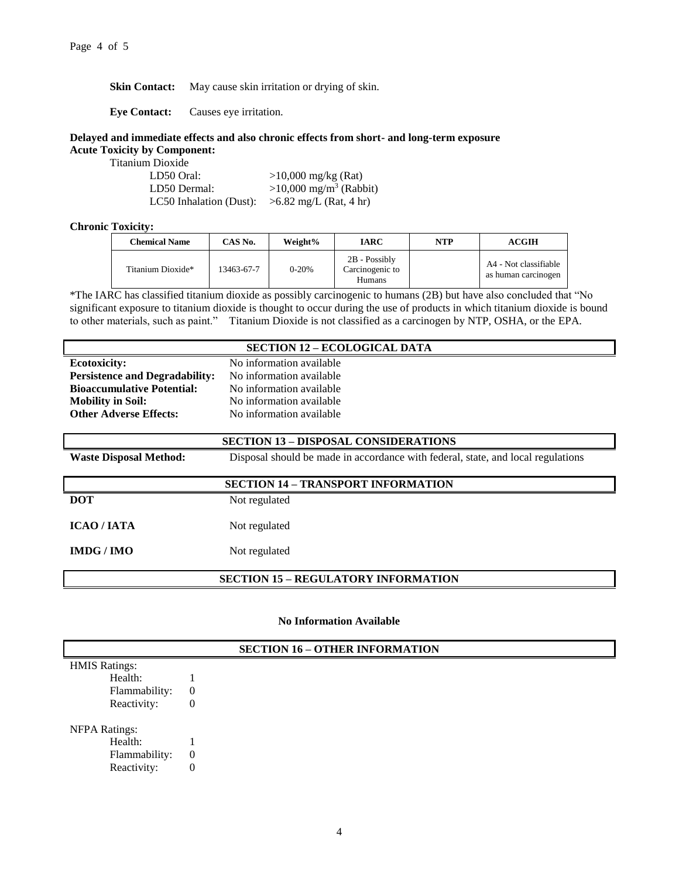**Skin Contact:** May cause skin irritation or drying of skin.

**Eye Contact:** Causes eye irritation.

**Delayed and immediate effects and also chronic effects from short- and long-term exposure**
**Acute Toxicity by Component:**

Titanium Dioxide

| | |
|---|---|
| LD50 Oral: | >10,000 mg/kg (Rat) |
| LD50 Dermal: | >10,000 mg/m$^3$ (Rabbit) |
| LC50 Inhalation (Dust): | >6.82 mg/L (Rat, 4 hr) |

**Chronic Toxicity:**

| Chemical Name | CAS No. | Weight% | IARC | NTP | ACGIH |
|---|---|---|---|---|---|
| Titanium Dioxide* | 13463-67-7 | 0-20% | 2B - Possibly Carcinogenic to Humans | | A4 - Not classifiable as human carcinogen |

*The IARC has classified titanium dioxide as possibly carcinogenic to humans (2B) but have also concluded that "No significant exposure to titanium dioxide is thought to occur during the use of products in which titanium dioxide is bound to other materials, such as paint." Titanium Dioxide is not classified as a carcinogen by NTP, OSHA, or the EPA.

## SECTION 12 – ECOLOGICAL DATA

**Ecotoxicity:** No information available
**Persistence and Degradability:** No information available
**Bioaccumulative Potential:** No information available
**Mobility in Soil:** No information available
**Other Adverse Effects:** No information available

## SECTION 13 – DISPOSAL CONSIDERATIONS

**Waste Disposal Method:** Disposal should be made in accordance with federal, state, and local regulations

## SECTION 14 – TRANSPORT INFORMATION

**DOT** Not regulated

**ICAO / IATA** Not regulated

**IMDG / IMO** Not regulated

## SECTION 15 – REGULATORY INFORMATION

**No Information Available**

## SECTION 16 – OTHER INFORMATION

HMIS Ratings:

- Health: 1
- Flammability: 0
- Reactivity: 0

NFPA Ratings:

- Health: 1
- Flammability: 0
- Reactivity: 0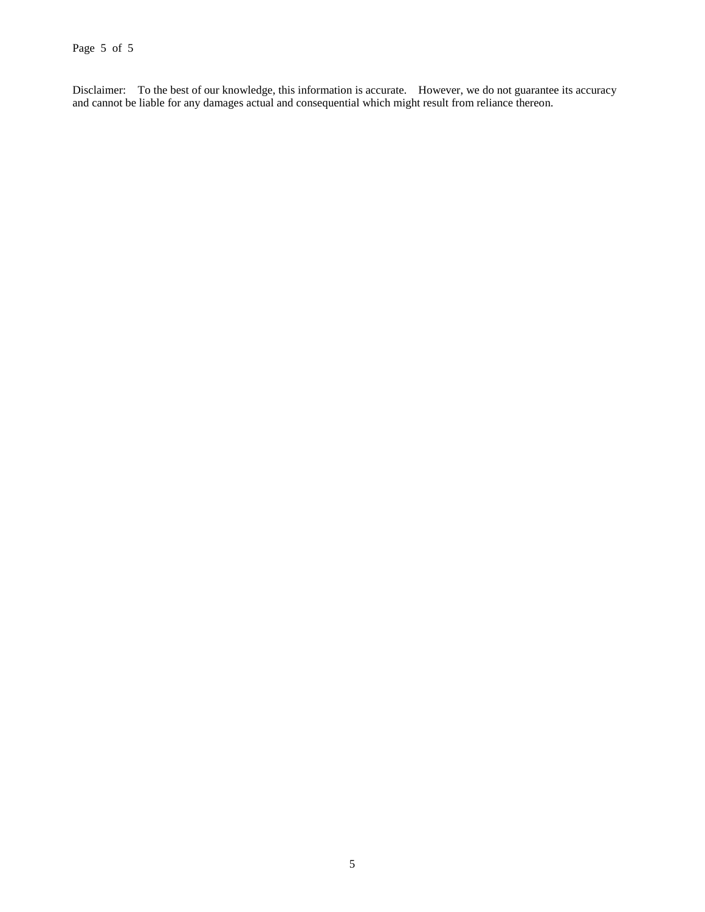Disclaimer: To the best of our knowledge, this information is accurate. However, we do not guarantee its accuracy and cannot be liable for any damages actual and consequential which might result from reliance thereon.